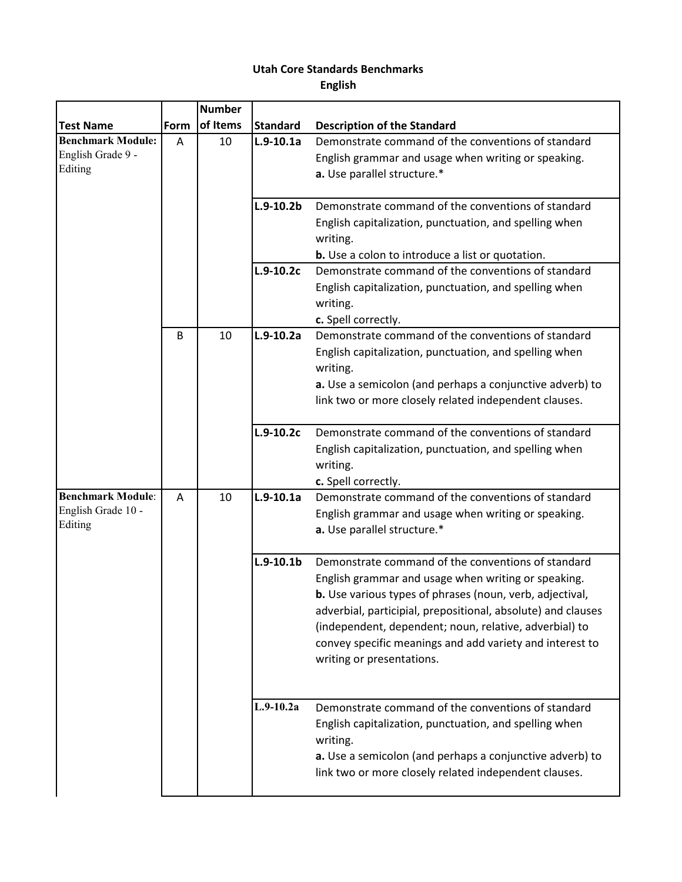# Utah Core Standards Benchmarks
## English

| Test Name | Form | Number of Items | Standard | Description of the Standard |
|---|---|---|---|---|
| **Benchmark Module:** English Grade 9 - Editing | A | 10 | **L.9-10.1a** | Demonstrate command of the conventions of standard English grammar and usage when writing or speaking. **a.** Use parallel structure.* |
| | | | **L.9-10.2b** | Demonstrate command of the conventions of standard English capitalization, punctuation, and spelling when writing. **b.** Use a colon to introduce a list or quotation. |
| | | | **L.9-10.2c** | Demonstrate command of the conventions of standard English capitalization, punctuation, and spelling when writing. **c.** Spell correctly. |
| | B | 10 | **L.9-10.2a** | Demonstrate command of the conventions of standard English capitalization, punctuation, and spelling when writing. **a.** Use a semicolon (and perhaps a conjunctive adverb) to link two or more closely related independent clauses. |
| | | | **L.9-10.2c** | Demonstrate command of the conventions of standard English capitalization, punctuation, and spelling when writing. **c.** Spell correctly. |
| **Benchmark Module**: English Grade 10 - Editing | A | 10 | **L.9-10.1a** | Demonstrate command of the conventions of standard English grammar and usage when writing or speaking. **a.** Use parallel structure.* |
| | | | **L.9-10.1b** | Demonstrate command of the conventions of standard English grammar and usage when writing or speaking. **b.** Use various types of phrases (noun, verb, adjectival, adverbial, participial, prepositional, absolute) and clauses (independent, dependent; noun, relative, adverbial) to convey specific meanings and add variety and interest to writing or presentations. |
| | | | **L.9-10.2a** | Demonstrate command of the conventions of standard English capitalization, punctuation, and spelling when writing. **a.** Use a semicolon (and perhaps a conjunctive adverb) to link two or more closely related independent clauses. |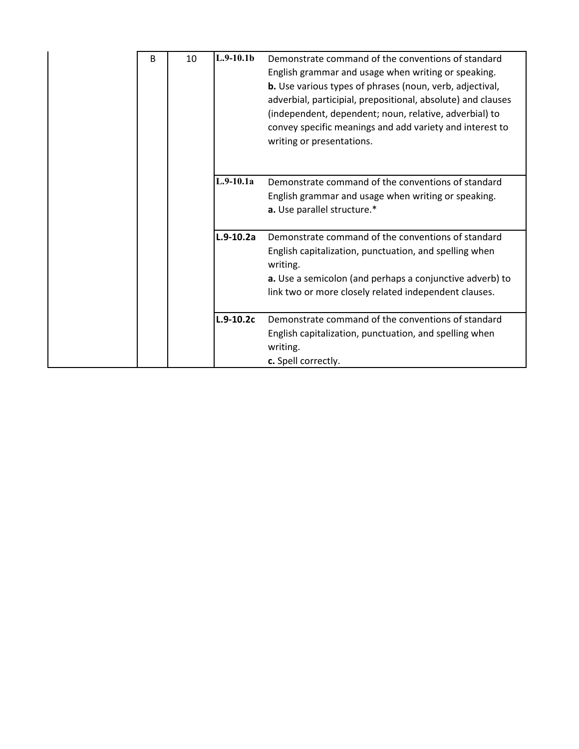| | | | | |
|---|---|---|---|---|
| | B | 10 | **L.9-10.1b** | Demonstrate command of the conventions of standard English grammar and usage when writing or speaking.<br>**b.** Use various types of phrases (noun, verb, adjectival, adverbial, participial, prepositional, absolute) and clauses (independent, dependent; noun, relative, adverbial) to convey specific meanings and add variety and interest to writing or presentations. |
| | | | **L.9-10.1a** | Demonstrate command of the conventions of standard English grammar and usage when writing or speaking.<br>**a.** Use parallel structure.* |
| | | | **L.9-10.2a** | Demonstrate command of the conventions of standard English capitalization, punctuation, and spelling when writing.<br>**a.** Use a semicolon (and perhaps a conjunctive adverb) to link two or more closely related independent clauses. |
| | | | **L.9-10.2c** | Demonstrate command of the conventions of standard English capitalization, punctuation, and spelling when writing.<br>**c.** Spell correctly. |